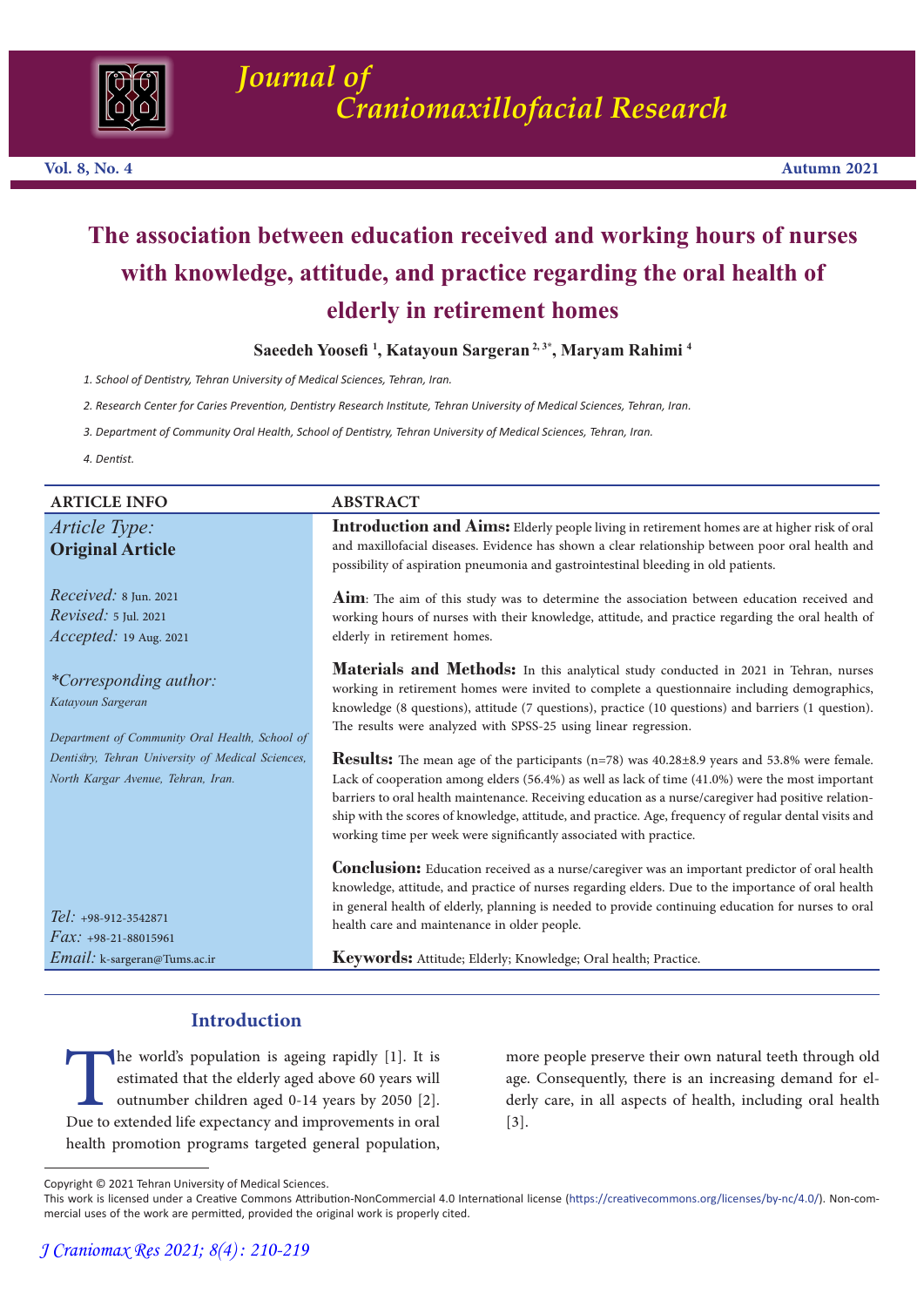# The association between education received and working hours of nurses with knowledge, attitude, and practice regarding the oral health of elderly in retirement homes

**Saeedeh Yoosefi [1], Katayoun Sargeran [2, 3*], Maryam Rahimi [4]**

1. School of Dentistry, Tehran University of Medical Sciences, Tehran, Iran.
2. Research Center for Caries Prevention, Dentistry Research Institute, Tehran University of Medical Sciences, Tehran, Iran.
3. Department of Community Oral Health, School of Dentistry, Tehran University of Medical Sciences, Tehran, Iran.
4. Dentist.

## ARTICLE INFO

*Article Type:*
**Original Article**

*Received:* 8 Jun. 2021
*Revised:* 5 Jul. 2021
*Accepted:* 19 Aug. 2021

*\*Corresponding author:*
*Katayoun Sargeran*

*Department of Community Oral Health, School of Dentistry, Tehran University of Medical Sciences, North Kargar Avenue, Tehran, Iran.*

*Tel:* +98-912-3542871
*Fax:* +98-21-88015961
*Email:* k-sargeran@Tums.ac.ir

## ABSTRACT

**Introduction and Aims:** Elderly people living in retirement homes are at higher risk of oral and maxillofacial diseases. Evidence has shown a clear relationship between poor oral health and possibility of aspiration pneumonia and gastrointestinal bleeding in old patients.

**Aim**: The aim of this study was to determine the association between education received and working hours of nurses with their knowledge, attitude, and practice regarding the oral health of elderly in retirement homes.

**Materials and Methods:** In this analytical study conducted in 2021 in Tehran, nurses working in retirement homes were invited to complete a questionnaire including demographics, knowledge (8 questions), attitude (7 questions), practice (10 questions) and barriers (1 question). The results were analyzed with SPSS-25 using linear regression.

**Results:** The mean age of the participants (n=78) was 40.28±8.9 years and 53.8% were female. Lack of cooperation among elders (56.4%) as well as lack of time (41.0%) were the most important barriers to oral health maintenance. Receiving education as a nurse/caregiver had positive relationship with the scores of knowledge, attitude, and practice. Age, frequency of regular dental visits and working time per week were significantly associated with practice.

**Conclusion:** Education received as a nurse/caregiver was an important predictor of oral health knowledge, attitude, and practice of nurses regarding elders. Due to the importance of oral health in general health of elderly, planning is needed to provide continuing education for nurses to oral health care and maintenance in older people.

**Keywords:** Attitude; Elderly; Knowledge; Oral health; Practice.

## Introduction

The world's population is ageing rapidly [1]. It is estimated that the elderly aged above 60 years will outnumber children aged 0-14 years by 2050 [2]. Due to extended life expectancy and improvements in oral health promotion programs targeted general population, more people preserve their own natural teeth through old age. Consequently, there is an increasing demand for elderly care, in all aspects of health, including oral health [3].

Copyright © 2021 Tehran University of Medical Sciences.
This work is licensed under a Creative Commons Attribution-NonCommercial 4.0 International license (https://creativecommons.org/licenses/by-nc/4.0/). Non-commercial uses of the work are permitted, provided the original work is properly cited.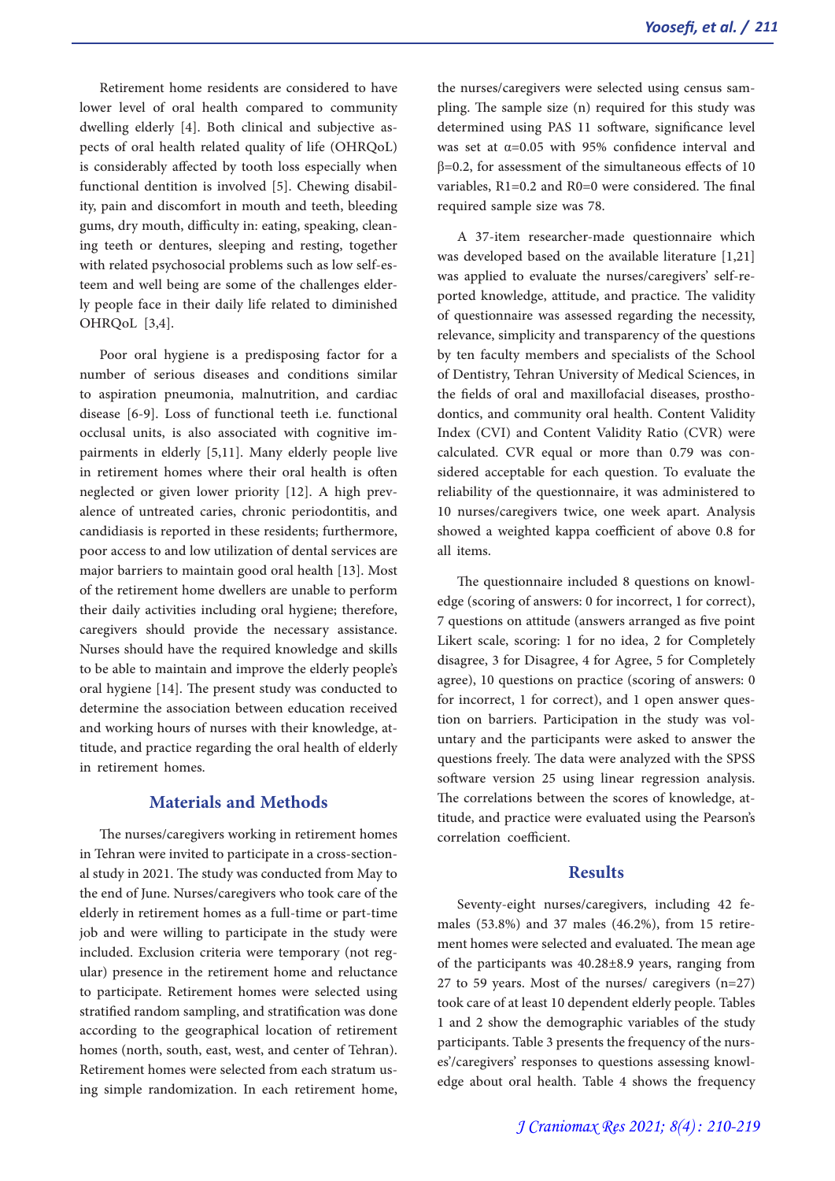Retirement home residents are considered to have lower level of oral health compared to community dwelling elderly [4]. Both clinical and subjective aspects of oral health related quality of life (OHRQoL) is considerably affected by tooth loss especially when functional dentition is involved [5]. Chewing disability, pain and discomfort in mouth and teeth, bleeding gums, dry mouth, difficulty in: eating, speaking, cleaning teeth or dentures, sleeping and resting, together with related psychosocial problems such as low self-esteem and well being are some of the challenges elderly people face in their daily life related to diminished OHRQoL [3,4].

Poor oral hygiene is a predisposing factor for a number of serious diseases and conditions similar to aspiration pneumonia, malnutrition, and cardiac disease [6-9]. Loss of functional teeth i.e. functional occlusal units, is also associated with cognitive impairments in elderly [5,11]. Many elderly people live in retirement homes where their oral health is often neglected or given lower priority [12]. A high prevalence of untreated caries, chronic periodontitis, and candidiasis is reported in these residents; furthermore, poor access to and low utilization of dental services are major barriers to maintain good oral health [13]. Most of the retirement home dwellers are unable to perform their daily activities including oral hygiene; therefore, caregivers should provide the necessary assistance. Nurses should have the required knowledge and skills to be able to maintain and improve the elderly people's oral hygiene [14]. The present study was conducted to determine the association between education received and working hours of nurses with their knowledge, attitude, and practice regarding the oral health of elderly in retirement homes.

## Materials and Methods

The nurses/caregivers working in retirement homes in Tehran were invited to participate in a cross-sectional study in 2021. The study was conducted from May to the end of June. Nurses/caregivers who took care of the elderly in retirement homes as a full-time or part-time job and were willing to participate in the study were included. Exclusion criteria were temporary (not regular) presence in the retirement home and reluctance to participate. Retirement homes were selected using stratified random sampling, and stratification was done according to the geographical location of retirement homes (north, south, east, west, and center of Tehran). Retirement homes were selected from each stratum using simple randomization. In each retirement home, the nurses/caregivers were selected using census sampling. The sample size (n) required for this study was determined using PAS 11 software, significance level was set at $\alpha$=0.05 with 95% confidence interval and $\beta$=0.2, for assessment of the simultaneous effects of 10 variables, R1=0.2 and R0=0 were considered. The final required sample size was 78.

A 37-item researcher-made questionnaire which was developed based on the available literature [1,21] was applied to evaluate the nurses/caregivers' self-reported knowledge, attitude, and practice. The validity of questionnaire was assessed regarding the necessity, relevance, simplicity and transparency of the questions by ten faculty members and specialists of the School of Dentistry, Tehran University of Medical Sciences, in the fields of oral and maxillofacial diseases, prosthodontics, and community oral health. Content Validity Index (CVI) and Content Validity Ratio (CVR) were calculated. CVR equal or more than 0.79 was considered acceptable for each question. To evaluate the reliability of the questionnaire, it was administered to 10 nurses/caregivers twice, one week apart. Analysis showed a weighted kappa coefficient of above 0.8 for all items.

The questionnaire included 8 questions on knowledge (scoring of answers: 0 for incorrect, 1 for correct), 7 questions on attitude (answers arranged as five point Likert scale, scoring: 1 for no idea, 2 for Completely disagree, 3 for Disagree, 4 for Agree, 5 for Completely agree), 10 questions on practice (scoring of answers: 0 for incorrect, 1 for correct), and 1 open answer question on barriers. Participation in the study was voluntary and the participants were asked to answer the questions freely. The data were analyzed with the SPSS software version 25 using linear regression analysis. The correlations between the scores of knowledge, attitude, and practice were evaluated using the Pearson's correlation coefficient.

## Results

Seventy-eight nurses/caregivers, including 42 females (53.8%) and 37 males (46.2%), from 15 retirement homes were selected and evaluated. The mean age of the participants was 40.28±8.9 years, ranging from 27 to 59 years. Most of the nurses/ caregivers (n=27) took care of at least 10 dependent elderly people. Tables 1 and 2 show the demographic variables of the study participants. Table 3 presents the frequency of the nurses'/caregivers' responses to questions assessing knowledge about oral health. Table 4 shows the frequency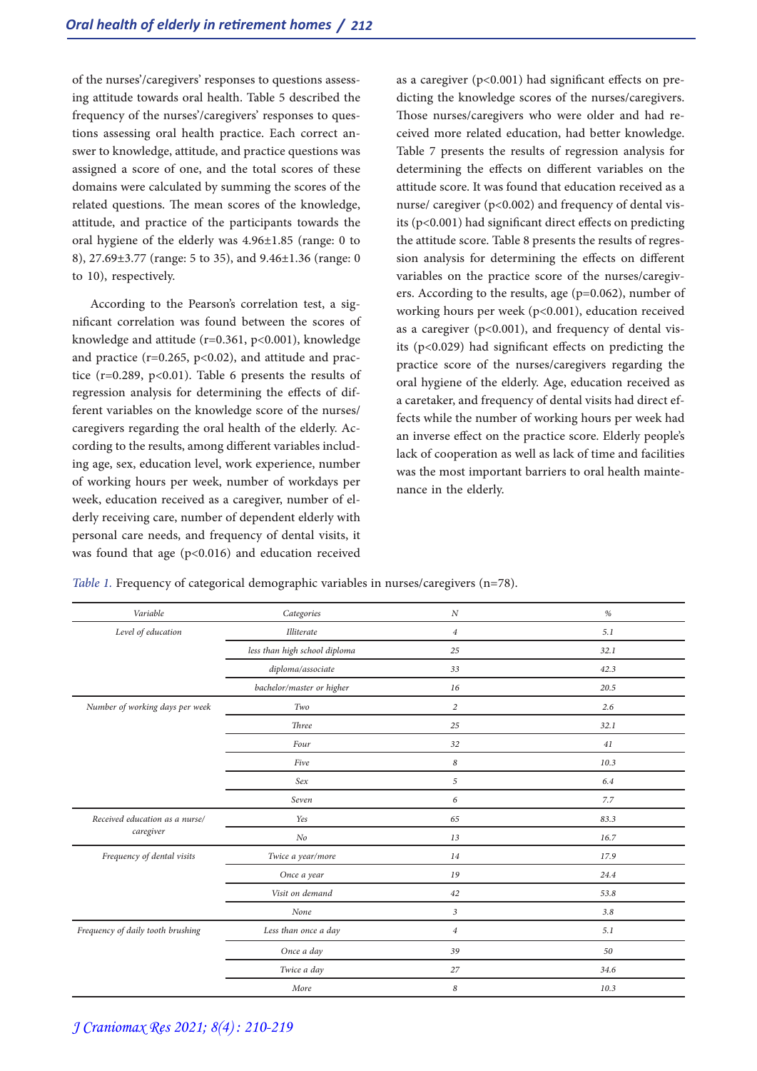of the nurses'/caregivers' responses to questions assessing attitude towards oral health. Table 5 described the frequency of the nurses'/caregivers' responses to questions assessing oral health practice. Each correct answer to knowledge, attitude, and practice questions was assigned a score of one, and the total scores of these domains were calculated by summing the scores of the related questions. The mean scores of the knowledge, attitude, and practice of the participants towards the oral hygiene of the elderly was 4.96±1.85 (range: 0 to 8), 27.69±3.77 (range: 5 to 35), and 9.46±1.36 (range: 0 to 10), respectively.

According to the Pearson's correlation test, a significant correlation was found between the scores of knowledge and attitude ($r=0.361$, $p<0.001$), knowledge and practice ($r=0.265$, $p<0.02$), and attitude and practice ($r=0.289$, $p<0.01$). Table 6 presents the results of regression analysis for determining the effects of different variables on the knowledge score of the nurses/caregivers regarding the oral health of the elderly. According to the results, among different variables including age, sex, education level, work experience, number of working hours per week, number of workdays per week, education received as a caregiver, number of elderly receiving care, number of dependent elderly with personal care needs, and frequency of dental visits, it was found that age ($p<0.016$) and education received as a caregiver ($p<0.001$) had significant effects on predicting the knowledge scores of the nurses/caregivers. Those nurses/caregivers who were older and had received more related education, had better knowledge. Table 7 presents the results of regression analysis for determining the effects on different variables on the attitude score. It was found that education received as a nurse/ caregiver ($p<0.002$) and frequency of dental visits ($p<0.001$) had significant direct effects on predicting the attitude score. Table 8 presents the results of regression analysis for determining the effects on different variables on the practice score of the nurses/caregivers. According to the results, age ($p=0.062$), number of working hours per week ($p<0.001$), education received as a caregiver ($p<0.001$), and frequency of dental visits ($p<0.029$) had significant effects on predicting the practice score of the nurses/caregivers regarding the oral hygiene of the elderly. Age, education received as a caretaker, and frequency of dental visits had direct effects while the number of working hours per week had an inverse effect on the practice score. Elderly people's lack of cooperation as well as lack of time and facilities was the most important barriers to oral health maintenance in the elderly.

*Table 1.* Frequency of categorical demographic variables in nurses/caregivers (n=78).

| Variable | Categories | N | % |
|---|---|---|---|
| Level of education | Illiterate | 4 | 5.1 |
| | less than high school diploma | 25 | 32.1 |
| | diploma/associate | 33 | 42.3 |
| | bachelor/master or higher | 16 | 20.5 |
| Number of working days per week | Two | 2 | 2.6 |
| | Three | 25 | 32.1 |
| | Four | 32 | 41 |
| | Five | 8 | 10.3 |
| | Sex | 5 | 6.4 |
| | Seven | 6 | 7.7 |
| Received education as a nurse/ caregiver | Yes | 65 | 83.3 |
| | No | 13 | 16.7 |
| Frequency of dental visits | Twice a year/more | 14 | 17.9 |
| | Once a year | 19 | 24.4 |
| | Visit on demand | 42 | 53.8 |
| | None | 3 | 3.8 |
| Frequency of daily tooth brushing | Less than once a day | 4 | 5.1 |
| | Once a day | 39 | 50 |
| | Twice a day | 27 | 34.6 |
| | More | 8 | 10.3 |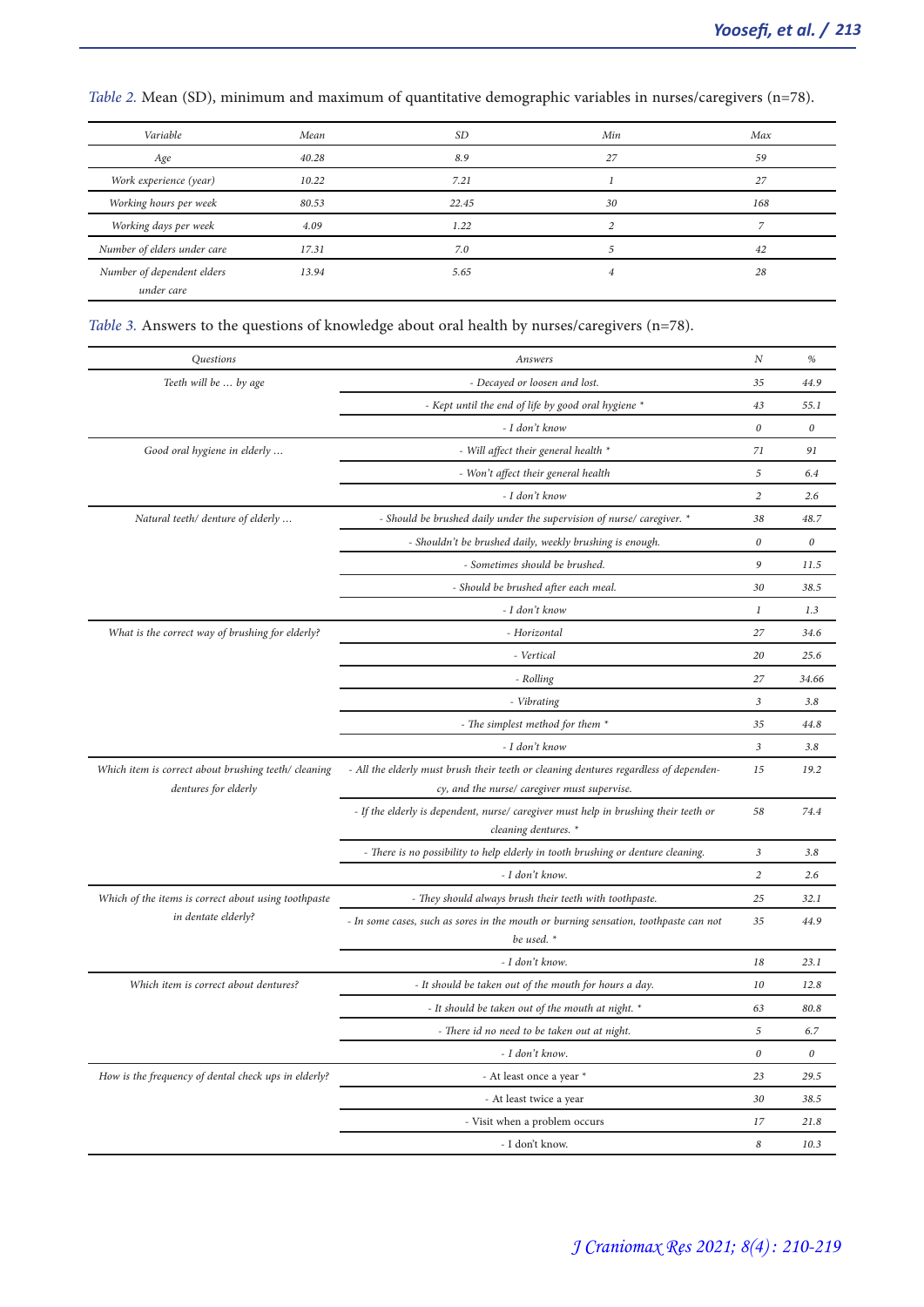*Table 2.* Mean (SD), minimum and maximum of quantitative demographic variables in nurses/caregivers (n=78).

| Variable | Mean | SD | Min | Max |
|---|---|---|---|---|
| Age | 40.28 | 8.9 | 27 | 59 |
| Work experience (year) | 10.22 | 7.21 | 1 | 27 |
| Working hours per week | 80.53 | 22.45 | 30 | 168 |
| Working days per week | 4.09 | 1.22 | 2 | 7 |
| Number of elders under care | 17.31 | 7.0 | 5 | 42 |
| Number of dependent elders under care | 13.94 | 5.65 | 4 | 28 |

*Table 3.* Answers to the questions of knowledge about oral health by nurses/caregivers (n=78).

| Questions | Answers | N | % |
|---|---|---|---|
| Teeth will be … by age | - Decayed or loosen and lost. | 35 | 44.9 |
| | - Kept until the end of life by good oral hygiene * | 43 | 55.1 |
| | - I don't know | 0 | 0 |
| Good oral hygiene in elderly … | - Will affect their general health * | 71 | 91 |
| | - Won't affect their general health | 5 | 6.4 |
| | - I don't know | 2 | 2.6 |
| Natural teeth/ denture of elderly … | - Should be brushed daily under the supervision of nurse/ caregiver. * | 38 | 48.7 |
| | - Shouldn't be brushed daily, weekly brushing is enough. | 0 | 0 |
| | - Sometimes should be brushed. | 9 | 11.5 |
| | - Should be brushed after each meal. | 30 | 38.5 |
| | - I don't know | 1 | 1.3 |
| What is the correct way of brushing for elderly? | - Horizontal | 27 | 34.6 |
| | - Vertical | 20 | 25.6 |
| | - Rolling | 27 | 34.66 |
| | - Vibrating | 3 | 3.8 |
| | - The simplest method for them * | 35 | 44.8 |
| | - I don't know | 3 | 3.8 |
| Which item is correct about brushing teeth/ cleaning dentures for elderly | - All the elderly must brush their teeth or cleaning dentures regardless of dependency, and the nurse/ caregiver must supervise. | 15 | 19.2 |
| | - If the elderly is dependent, nurse/ caregiver must help in brushing their teeth or cleaning dentures. * | 58 | 74.4 |
| | - There is no possibility to help elderly in tooth brushing or denture cleaning. | 3 | 3.8 |
| | - I don't know. | 2 | 2.6 |
| Which of the items is correct about using toothpaste in dentate elderly? | - They should always brush their teeth with toothpaste. | 25 | 32.1 |
| | - In some cases, such as sores in the mouth or burning sensation, toothpaste can not be used. * | 35 | 44.9 |
| | - I don't know. | 18 | 23.1 |
| Which item is correct about dentures? | - It should be taken out of the mouth for hours a day. | 10 | 12.8 |
| | - It should be taken out of the mouth at night. * | 63 | 80.8 |
| | - There id no need to be taken out at night. | 5 | 6.7 |
| | - I don't know. | 0 | 0 |
| How is the frequency of dental check ups in elderly? | - At least once a year * | 23 | 29.5 |
| | - At least twice a year | 30 | 38.5 |
| | - Visit when a problem occurs | 17 | 21.8 |
| | - I don't know. | 8 | 10.3 |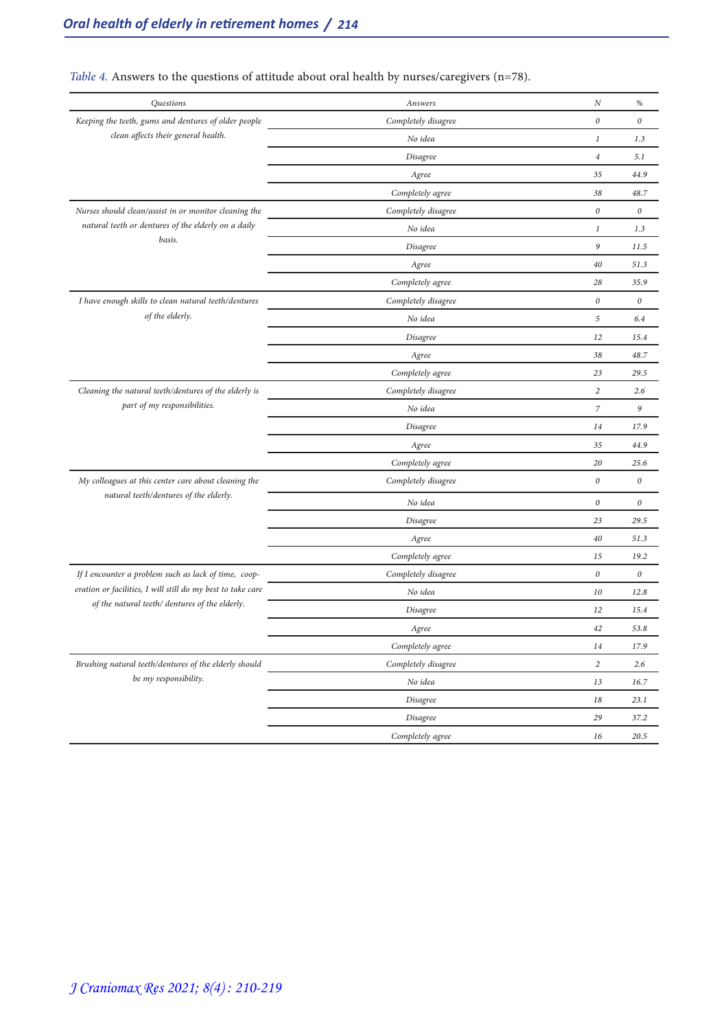*Table 4.* Answers to the questions of attitude about oral health by nurses/caregivers (n=78).

| Questions | Answers | N | % |
|---|---|---|---|
| Keeping the teeth, gums and dentures of older people clean affects their general health. | Completely disagree | 0 | 0 |
| | No idea | 1 | 1.3 |
| | Disagree | 4 | 5.1 |
| | Agree | 35 | 44.9 |
| | Completely agree | 38 | 48.7 |
| Nurses should clean/assist in or monitor cleaning the natural teeth or dentures of the elderly on a daily basis. | Completely disagree | 0 | 0 |
| | No idea | 1 | 1.3 |
| | Disagree | 9 | 11.5 |
| | Agree | 40 | 51.3 |
| | Completely agree | 28 | 35.9 |
| I have enough skills to clean natural teeth/dentures of the elderly. | Completely disagree | 0 | 0 |
| | No idea | 5 | 6.4 |
| | Disagree | 12 | 15.4 |
| | Agree | 38 | 48.7 |
| | Completely agree | 23 | 29.5 |
| Cleaning the natural teeth/dentures of the elderly is part of my responsibilities. | Completely disagree | 2 | 2.6 |
| | No idea | 7 | 9 |
| | Disagree | 14 | 17.9 |
| | Agree | 35 | 44.9 |
| | Completely agree | 20 | 25.6 |
| My colleagues at this center care about cleaning the natural teeth/dentures of the elderly. | Completely disagree | 0 | 0 |
| | No idea | 0 | 0 |
| | Disagree | 23 | 29.5 |
| | Agree | 40 | 51.3 |
| | Completely agree | 15 | 19.2 |
| If I encounter a problem such as lack of time, cooperation or facilities, I will still do my best to take care of the natural teeth/ dentures of the elderly. | Completely disagree | 0 | 0 |
| | No idea | 10 | 12.8 |
| | Disagree | 12 | 15.4 |
| | Agree | 42 | 53.8 |
| | Completely agree | 14 | 17.9 |
| Brushing natural teeth/dentures of the elderly should be my responsibility. | Completely disagree | 2 | 2.6 |
| | No idea | 13 | 16.7 |
| | Disagree | 18 | 23.1 |
| | Disagree | 29 | 37.2 |
| | Completely agree | 16 | 20.5 |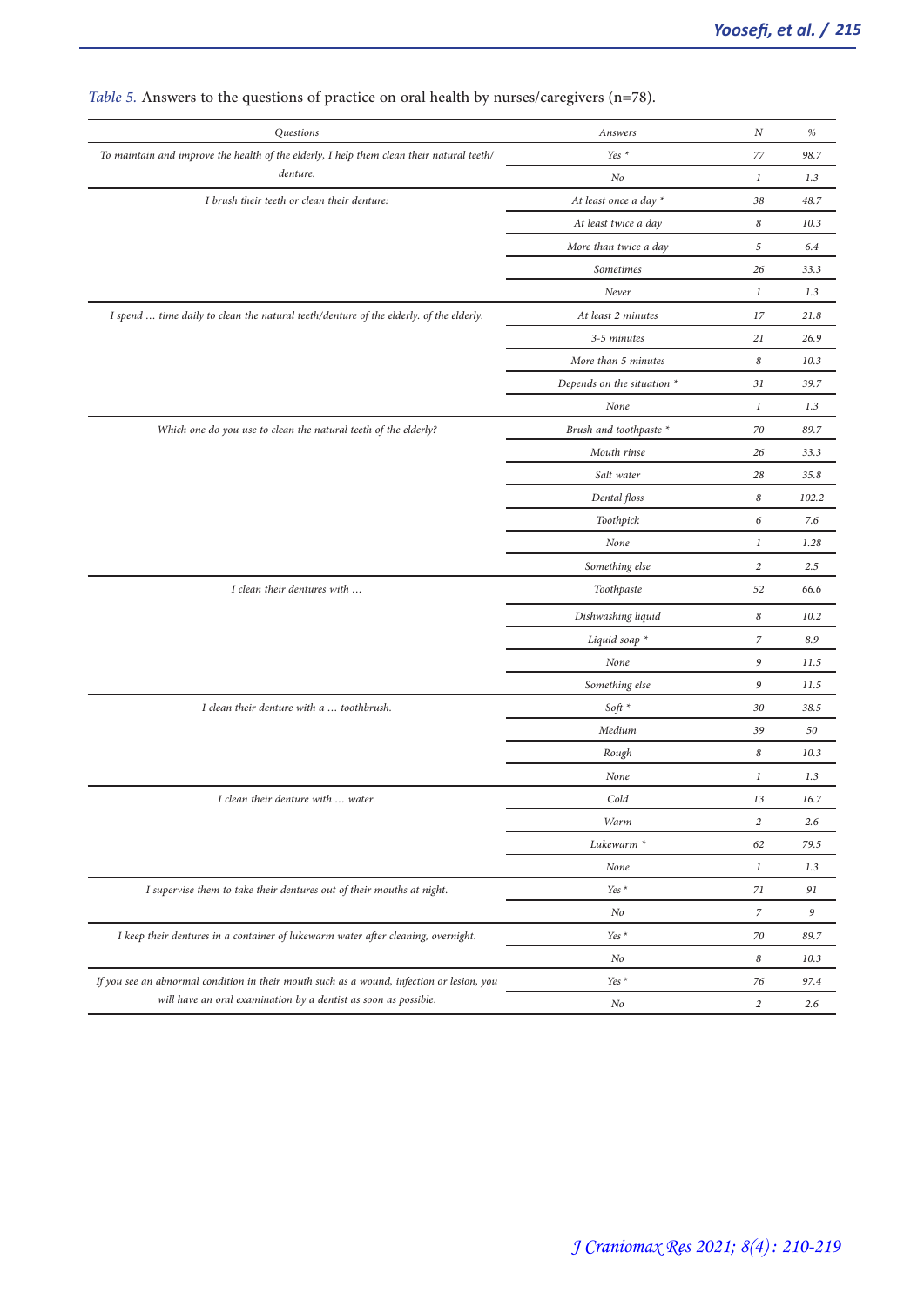*Table 5.* Answers to the questions of practice on oral health by nurses/caregivers (n=78).

| Questions | Answers | N | % |
|---|---|---|---|
| To maintain and improve the health of the elderly, I help them clean their natural teeth/denture. | Yes * | 77 | 98.7 |
| | No | 1 | 1.3 |
| I brush their teeth or clean their denture: | At least once a day * | 38 | 48.7 |
| | At least twice a day | 8 | 10.3 |
| | More than twice a day | 5 | 6.4 |
| | Sometimes | 26 | 33.3 |
| | Never | 1 | 1.3 |
| I spend … time daily to clean the natural teeth/denture of the elderly. of the elderly. | At least 2 minutes | 17 | 21.8 |
| | 3-5 minutes | 21 | 26.9 |
| | More than 5 minutes | 8 | 10.3 |
| | Depends on the situation * | 31 | 39.7 |
| | None | 1 | 1.3 |
| Which one do you use to clean the natural teeth of the elderly? | Brush and toothpaste * | 70 | 89.7 |
| | Mouth rinse | 26 | 33.3 |
| | Salt water | 28 | 35.8 |
| | Dental floss | 8 | 102.2 |
| | Toothpick | 6 | 7.6 |
| | None | 1 | 1.28 |
| | Something else | 2 | 2.5 |
| I clean their dentures with … | Toothpaste | 52 | 66.6 |
| | Dishwashing liquid | 8 | 10.2 |
| | Liquid soap * | 7 | 8.9 |
| | None | 9 | 11.5 |
| | Something else | 9 | 11.5 |
| I clean their denture with a … toothbrush. | Soft * | 30 | 38.5 |
| | Medium | 39 | 50 |
| | Rough | 8 | 10.3 |
| | None | 1 | 1.3 |
| I clean their denture with … water. | Cold | 13 | 16.7 |
| | Warm | 2 | 2.6 |
| | Lukewarm * | 62 | 79.5 |
| | None | 1 | 1.3 |
| I supervise them to take their dentures out of their mouths at night. | Yes * | 71 | 91 |
| | No | 7 | 9 |
| I keep their dentures in a container of lukewarm water after cleaning, overnight. | Yes * | 70 | 89.7 |
| | No | 8 | 10.3 |
| If you see an abnormal condition in their mouth such as a wound, infection or lesion, you will have an oral examination by a dentist as soon as possible. | Yes * | 76 | 97.4 |
| | No | 2 | 2.6 |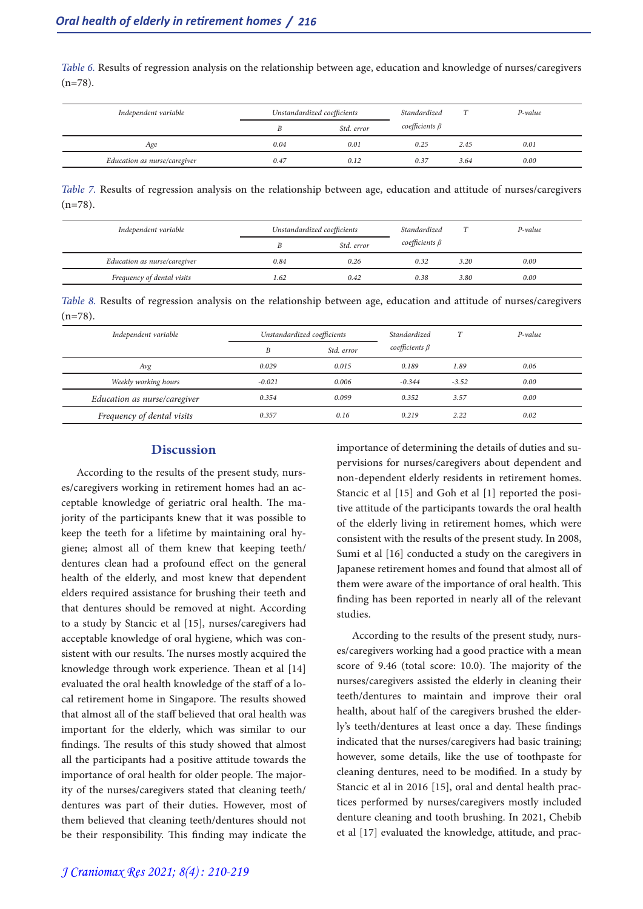*Table 6.* Results of regression analysis on the relationship between age, education and knowledge of nurses/caregivers (n=78).

| Independent variable | Unstandardized coefficients | | Standardized coefficients β | T | P-value |
|---|---|---|---|---|---|
| | B | Std. error | | | |
| Age | 0.04 | 0.01 | 0.25 | 2.45 | 0.01 |
| Education as nurse/caregiver | 0.47 | 0.12 | 0.37 | 3.64 | 0.00 |

*Table 7.* Results of regression analysis on the relationship between age, education and attitude of nurses/caregivers (n=78).

| Independent variable | Unstandardized coefficients | | Standardized coefficients β | T | P-value |
|---|---|---|---|---|---|
| | B | Std. error | | | |
| Education as nurse/caregiver | 0.84 | 0.26 | 0.32 | 3.20 | 0.00 |
| Frequency of dental visits | 1.62 | 0.42 | 0.38 | 3.80 | 0.00 |

*Table 8.* Results of regression analysis on the relationship between age, education and attitude of nurses/caregivers (n=78).

| Independent variable | Unstandardized coefficients | | Standardized coefficients β | T | P-value |
|---|---|---|---|---|---|
| | B | Std. error | | | |
| Avg | 0.029 | 0.015 | 0.189 | 1.89 | 0.06 |
| Weekly working hours | -0.021 | 0.006 | -0.344 | -3.52 | 0.00 |
| Education as nurse/caregiver | 0.354 | 0.099 | 0.352 | 3.57 | 0.00 |
| Frequency of dental visits | 0.357 | 0.16 | 0.219 | 2.22 | 0.02 |

## Discussion

According to the results of the present study, nurses/caregivers working in retirement homes had an acceptable knowledge of geriatric oral health. The majority of the participants knew that it was possible to keep the teeth for a lifetime by maintaining oral hygiene; almost all of them knew that keeping teeth/dentures clean had a profound effect on the general health of the elderly, and most knew that dependent elders required assistance for brushing their teeth and that dentures should be removed at night. According to a study by Stancic et al [15], nurses/caregivers had acceptable knowledge of oral hygiene, which was consistent with our results. The nurses mostly acquired the knowledge through work experience. Thean et al [14] evaluated the oral health knowledge of the staff of a local retirement home in Singapore. The results showed that almost all of the staff believed that oral health was important for the elderly, which was similar to our findings. The results of this study showed that almost all the participants had a positive attitude towards the importance of oral health for older people. The majority of the nurses/caregivers stated that cleaning teeth/dentures was part of their duties. However, most of them believed that cleaning teeth/dentures should not be their responsibility. This finding may indicate the importance of determining the details of duties and supervisions for nurses/caregivers about dependent and non-dependent elderly residents in retirement homes. Stancic et al [15] and Goh et al [1] reported the positive attitude of the participants towards the oral health of the elderly living in retirement homes, which were consistent with the results of the present study. In 2008, Sumi et al [16] conducted a study on the caregivers in Japanese retirement homes and found that almost all of them were aware of the importance of oral health. This finding has been reported in nearly all of the relevant studies.

According to the results of the present study, nurses/caregivers working had a good practice with a mean score of 9.46 (total score: 10.0). The majority of the nurses/caregivers assisted the elderly in cleaning their teeth/dentures to maintain and improve their oral health, about half of the caregivers brushed the elderly's teeth/dentures at least once a day. These findings indicated that the nurses/caregivers had basic training; however, some details, like the use of toothpaste for cleaning dentures, need to be modified. In a study by Stancic et al in 2016 [15], oral and dental health practices performed by nurses/caregivers mostly included denture cleaning and tooth brushing. In 2021, Chebib et al [17] evaluated the knowledge, attitude, and prac-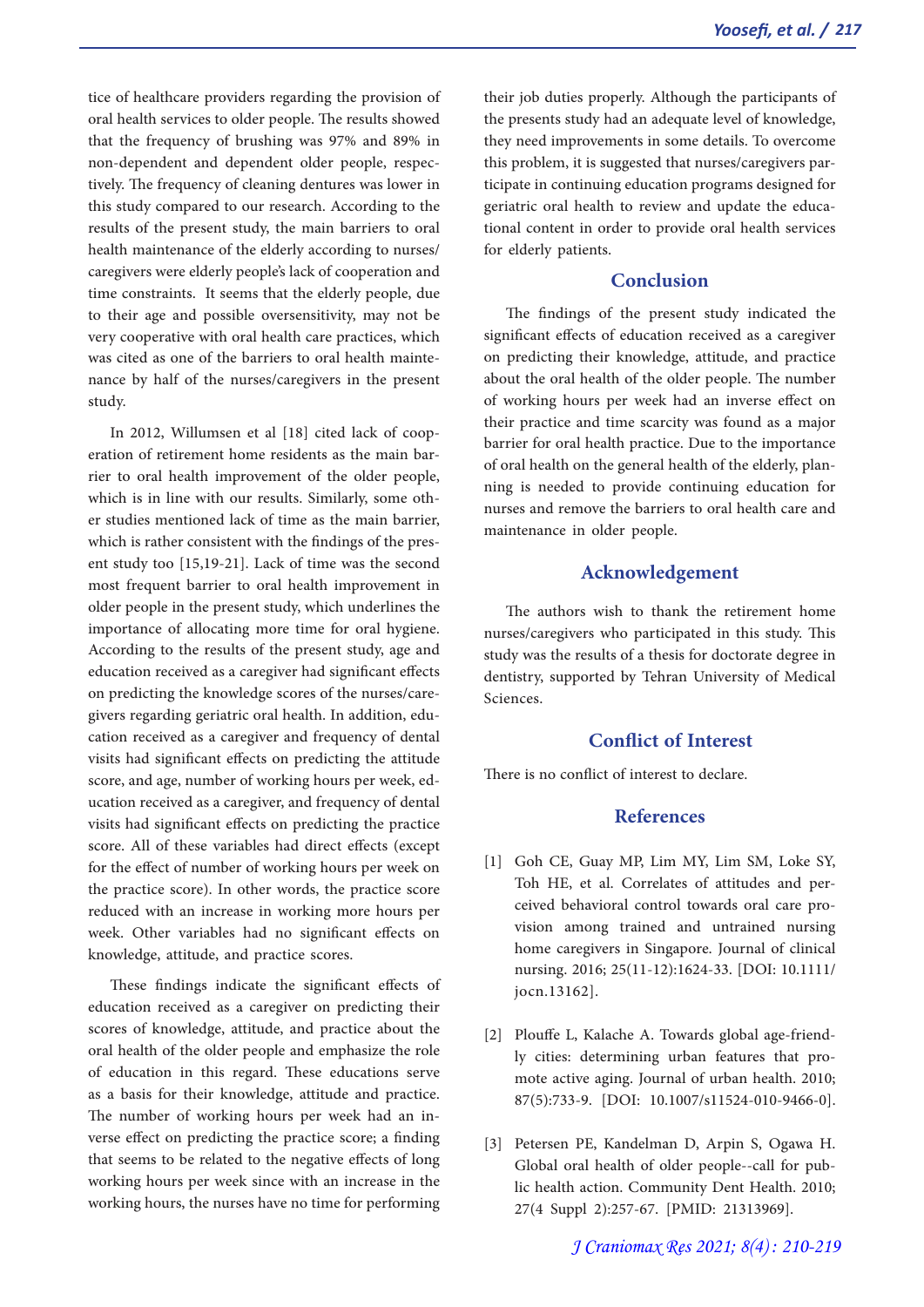tice of healthcare providers regarding the provision of oral health services to older people. The results showed that the frequency of brushing was 97% and 89% in non-dependent and dependent older people, respectively. The frequency of cleaning dentures was lower in this study compared to our research. According to the results of the present study, the main barriers to oral health maintenance of the elderly according to nurses/caregivers were elderly people's lack of cooperation and time constraints. It seems that the elderly people, due to their age and possible oversensitivity, may not be very cooperative with oral health care practices, which was cited as one of the barriers to oral health maintenance by half of the nurses/caregivers in the present study.

In 2012, Willumsen et al [18] cited lack of cooperation of retirement home residents as the main barrier to oral health improvement of the older people, which is in line with our results. Similarly, some other studies mentioned lack of time as the main barrier, which is rather consistent with the findings of the present study too [15,19-21]. Lack of time was the second most frequent barrier to oral health improvement in older people in the present study, which underlines the importance of allocating more time for oral hygiene. According to the results of the present study, age and education received as a caregiver had significant effects on predicting the knowledge scores of the nurses/caregivers regarding geriatric oral health. In addition, education received as a caregiver and frequency of dental visits had significant effects on predicting the attitude score, and age, number of working hours per week, education received as a caregiver, and frequency of dental visits had significant effects on predicting the practice score. All of these variables had direct effects (except for the effect of number of working hours per week on the practice score). In other words, the practice score reduced with an increase in working more hours per week. Other variables had no significant effects on knowledge, attitude, and practice scores.

These findings indicate the significant effects of education received as a caregiver on predicting their scores of knowledge, attitude, and practice about the oral health of the older people and emphasize the role of education in this regard. These educations serve as a basis for their knowledge, attitude and practice. The number of working hours per week had an inverse effect on predicting the practice score; a finding that seems to be related to the negative effects of long working hours per week since with an increase in the working hours, the nurses have no time for performing their job duties properly. Although the participants of the presents study had an adequate level of knowledge, they need improvements in some details. To overcome this problem, it is suggested that nurses/caregivers participate in continuing education programs designed for geriatric oral health to review and update the educational content in order to provide oral health services for elderly patients.

## Conclusion

The findings of the present study indicated the significant effects of education received as a caregiver on predicting their knowledge, attitude, and practice about the oral health of the older people. The number of working hours per week had an inverse effect on their practice and time scarcity was found as a major barrier for oral health practice. Due to the importance of oral health on the general health of the elderly, planning is needed to provide continuing education for nurses and remove the barriers to oral health care and maintenance in older people.

## Acknowledgement

The authors wish to thank the retirement home nurses/caregivers who participated in this study. This study was the results of a thesis for doctorate degree in dentistry, supported by Tehran University of Medical Sciences.

## Conflict of Interest

There is no conflict of interest to declare.

## References

[1] Goh CE, Guay MP, Lim MY, Lim SM, Loke SY, Toh HE, et al. Correlates of attitudes and perceived behavioral control towards oral care provision among trained and untrained nursing home caregivers in Singapore. Journal of clinical nursing. 2016; 25(11-12):1624-33. [DOI: 10.1111/jocn.13162].

[2] Plouffe L, Kalache A. Towards global age-friendly cities: determining urban features that promote active aging. Journal of urban health. 2010; 87(5):733-9. [DOI: 10.1007/s11524-010-9466-0].

[3] Petersen PE, Kandelman D, Arpin S, Ogawa H. Global oral health of older people--call for public health action. Community Dent Health. 2010; 27(4 Suppl 2):257-67. [PMID: 21313969].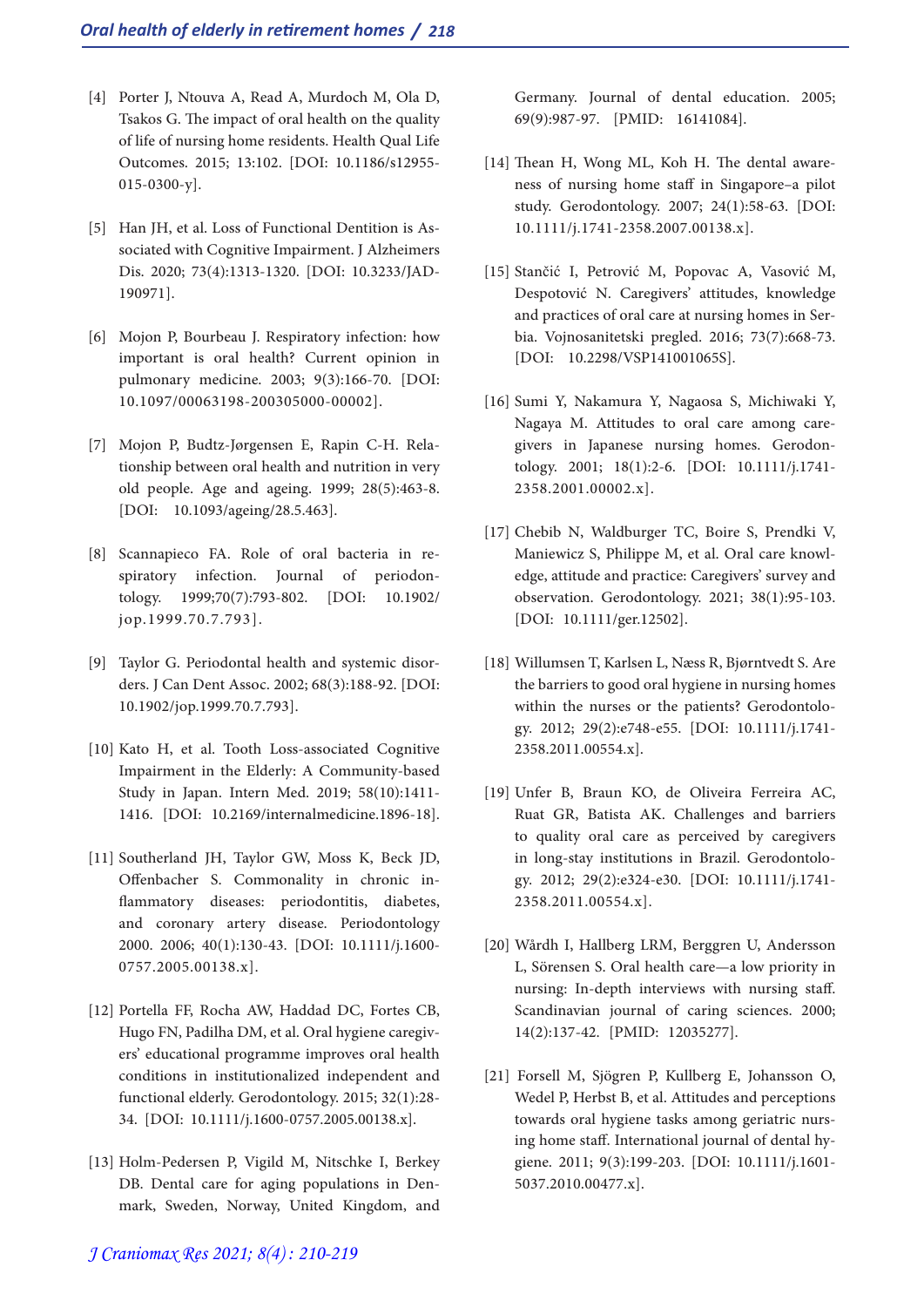[4] Porter J, Ntouva A, Read A, Murdoch M, Ola D, Tsakos G. The impact of oral health on the quality of life of nursing home residents. Health Qual Life Outcomes. 2015; 13:102. [DOI: 10.1186/s12955-015-0300-y].

[5] Han JH, et al. Loss of Functional Dentition is Associated with Cognitive Impairment. J Alzheimers Dis. 2020; 73(4):1313-1320. [DOI: 10.3233/JAD-190971].

[6] Mojon P, Bourbeau J. Respiratory infection: how important is oral health? Current opinion in pulmonary medicine. 2003; 9(3):166-70. [DOI: 10.1097/00063198-200305000-00002].

[7] Mojon P, Budtz-Jørgensen E, Rapin C-H. Relationship between oral health and nutrition in very old people. Age and ageing. 1999; 28(5):463-8. [DOI: 10.1093/ageing/28.5.463].

[8] Scannapieco FA. Role of oral bacteria in respiratory infection. Journal of periodontology. 1999;70(7):793-802. [DOI: 10.1902/jop.1999.70.7.793].

[9] Taylor G. Periodontal health and systemic disorders. J Can Dent Assoc. 2002; 68(3):188-92. [DOI: 10.1902/jop.1999.70.7.793].

[10] Kato H, et al. Tooth Loss-associated Cognitive Impairment in the Elderly: A Community-based Study in Japan. Intern Med. 2019; 58(10):1411-1416. [DOI: 10.2169/internalmedicine.1896-18].

[11] Southerland JH, Taylor GW, Moss K, Beck JD, Offenbacher S. Commonality in chronic inflammatory diseases: periodontitis, diabetes, and coronary artery disease. Periodontology 2000. 2006; 40(1):130-43. [DOI: 10.1111/j.1600-0757.2005.00138.x].

[12] Portella FF, Rocha AW, Haddad DC, Fortes CB, Hugo FN, Padilha DM, et al. Oral hygiene caregivers' educational programme improves oral health conditions in institutionalized independent and functional elderly. Gerodontology. 2015; 32(1):28-34. [DOI: 10.1111/j.1600-0757.2005.00138.x].

[13] Holm-Pedersen P, Vigild M, Nitschke I, Berkey DB. Dental care for aging populations in Denmark, Sweden, Norway, United Kingdom, and Germany. Journal of dental education. 2005; 69(9):987-97. [PMID: 16141084].

[14] Thean H, Wong ML, Koh H. The dental awareness of nursing home staff in Singapore–a pilot study. Gerodontology. 2007; 24(1):58-63. [DOI: 10.1111/j.1741-2358.2007.00138.x].

[15] Stančić I, Petrović M, Popovac A, Vasović M, Despotović N. Caregivers' attitudes, knowledge and practices of oral care at nursing homes in Serbia. Vojnosanitetski pregled. 2016; 73(7):668-73. [DOI: 10.2298/VSP141001065S].

[16] Sumi Y, Nakamura Y, Nagaosa S, Michiwaki Y, Nagaya M. Attitudes to oral care among caregivers in Japanese nursing homes. Gerodontology. 2001; 18(1):2-6. [DOI: 10.1111/j.1741-2358.2001.00002.x].

[17] Chebib N, Waldburger TC, Boire S, Prendki V, Maniewicz S, Philippe M, et al. Oral care knowledge, attitude and practice: Caregivers' survey and observation. Gerodontology. 2021; 38(1):95-103. [DOI: 10.1111/ger.12502].

[18] Willumsen T, Karlsen L, Næss R, Bjørntvedt S. Are the barriers to good oral hygiene in nursing homes within the nurses or the patients? Gerodontology. 2012; 29(2):e748-e55. [DOI: 10.1111/j.1741-2358.2011.00554.x].

[19] Unfer B, Braun KO, de Oliveira Ferreira AC, Ruat GR, Batista AK. Challenges and barriers to quality oral care as perceived by caregivers in long-stay institutions in Brazil. Gerodontology. 2012; 29(2):e324-e30. [DOI: 10.1111/j.1741-2358.2011.00554.x].

[20] Wårdh I, Hallberg LRM, Berggren U, Andersson L, Sörensen S. Oral health care—a low priority in nursing: In-depth interviews with nursing staff. Scandinavian journal of caring sciences. 2000; 14(2):137-42. [PMID: 12035277].

[21] Forsell M, Sjögren P, Kullberg E, Johansson O, Wedel P, Herbst B, et al. Attitudes and perceptions towards oral hygiene tasks among geriatric nursing home staff. International journal of dental hygiene. 2011; 9(3):199-203. [DOI: 10.1111/j.1601-5037.2010.00477.x].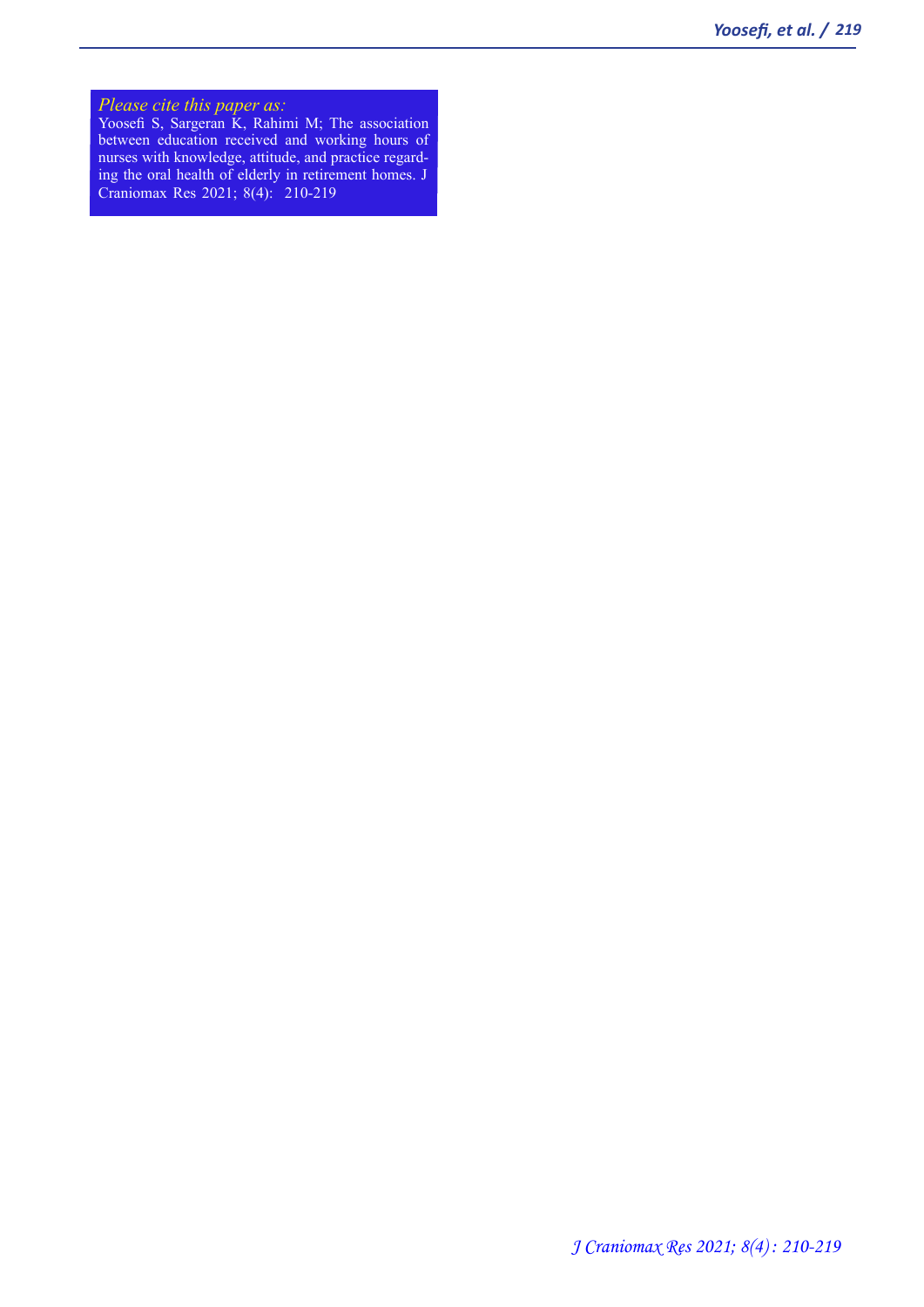*Please cite this paper as:*

Yoosefi S, Sargeran K, Rahimi M; The association between education received and working hours of nurses with knowledge, attitude, and practice regarding the oral health of elderly in retirement homes. J Craniomax Res 2021; 8(4): 210-219